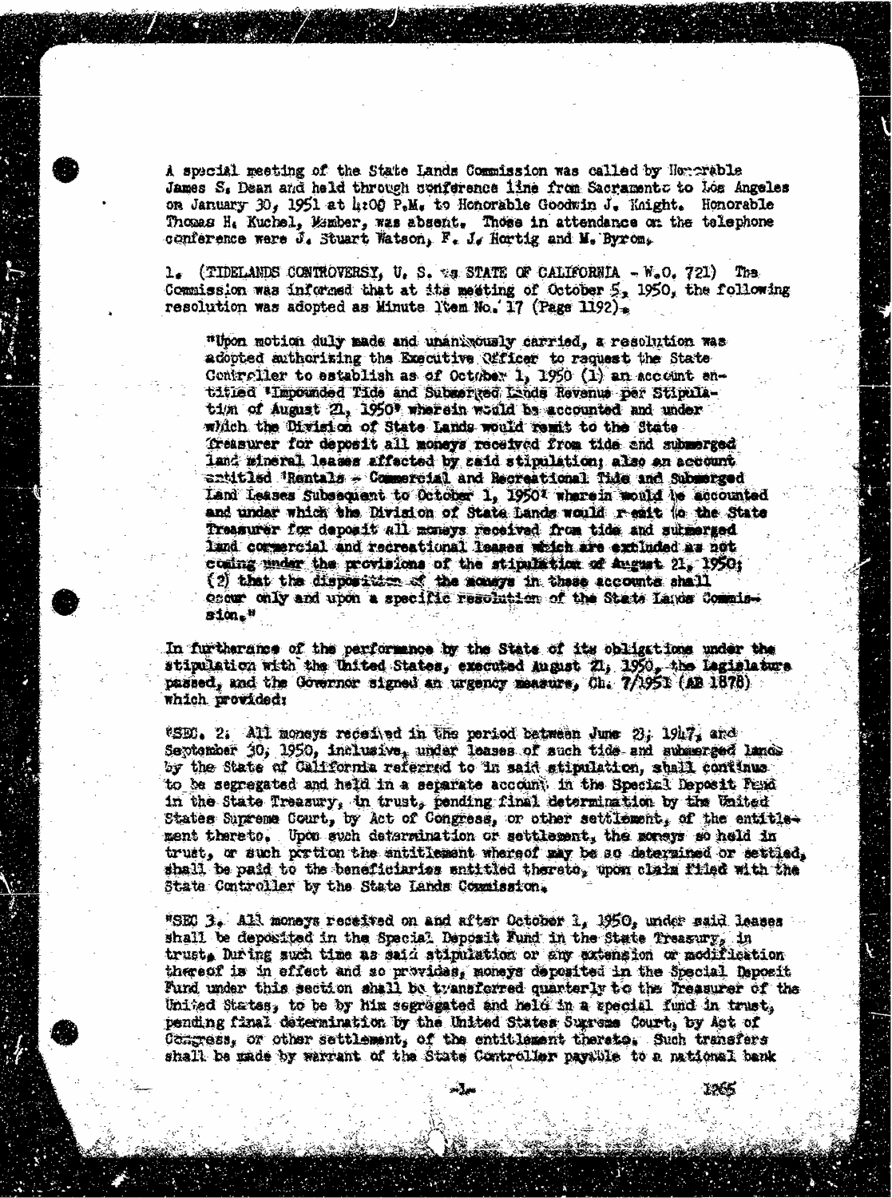A special meeting of the State Lands Commission was called by Honorable James S. Dean and held through conference line from Sacramento to Los Angeles on January 30, 1951 at 4:00 P.M. to Honorable Goodwin J. Knight. Honorable Thomas H. Kuchel, Member, was absent. Those in attendance on the telephone conference were J. Stuart Watson, F. J. Hortig and M. Byrom.

1. (TIDELANDS CONTROVERSY, U. S. vs STATE OF CALIFORNIA - W.O. 721) The Commission was informed that at its meeting of October 5, 1950, the following resolution was adopted as Minute Item No. 17 (Page 1192).

> "Upon motion duly made and unanimously carried, a resolution was adopted authorizing the Executive Officer to request the State Controller to establish as of October 1, 1950 (1) an account entitled 'Impounded Tide and Submerged Lands Revenue per Stipulation of August 21, 1950' wherein would be accounted and under which the Division of State Lands would remit to the State Treasurer for deposit all moneys received from tide and submerged land mineral leases affected by said stipulation; also an account entitled 'Rentals - Commercial and Recreational Tide and Submerged Land Leases Subsequent to October 1, 1950' wherein would be accounted and under which the Division of State Lands would remit to the State Treasurer for deposit all moneys received from tide and submerged land commercial and recreational leases which are excluded as not coming under the provisions of the stipulation of August 21, 1950; (2) that the disposition of the moneys in these accounts shall occur only and upon a specific resolution of the State Lands Commission."

In furtherance of the performance by the State of its obligations under the stipulation with the United States, executed August 21, 1950, the Legislature passed, and the Governor signed an urgency measure, Ch. 7/1951 (AB 1878) which provided:

"SEC. 2. All moneys received in the period between June 23, 1947, and September 30, 1950, inclusive, under leases of such tide and submerged lands by the State of California referred to in said stipulation, shall continue to be segregated and held in a separate account in the Special Deposit Fund in the State Treasury, in trust, pending final determination by the United States Supreme Court, by Act of Congress, or other settlement, of the entitlement thereto. Upon such determination or settlement, the moneys so held in trust, or such portion the entitlement whereof may be so determined or settled, shall be paid to the beneficiaries entitled thereto, upon claim filed with the State Controller by the State Lands Commission.

"SEC 3. All moneys received on and after October 1, 1950, under said leases shall be deposited in the Special Deposit Fund in the State Treasury, in trust. During such time as said stipulation or any extension or modification thereof is in effect and so provides, moneys deposited in the Special Deposit Fund under this section shall be transferred quarterly to the Treasurer of the United States, to be by him segregated and held in a special fund in trust, pending final determination by the United States Supreme Court, by Act of Congress, or other settlement, of the entitlement thereto. Such transfers shall be made by warrant of the State Controller payable to a national bank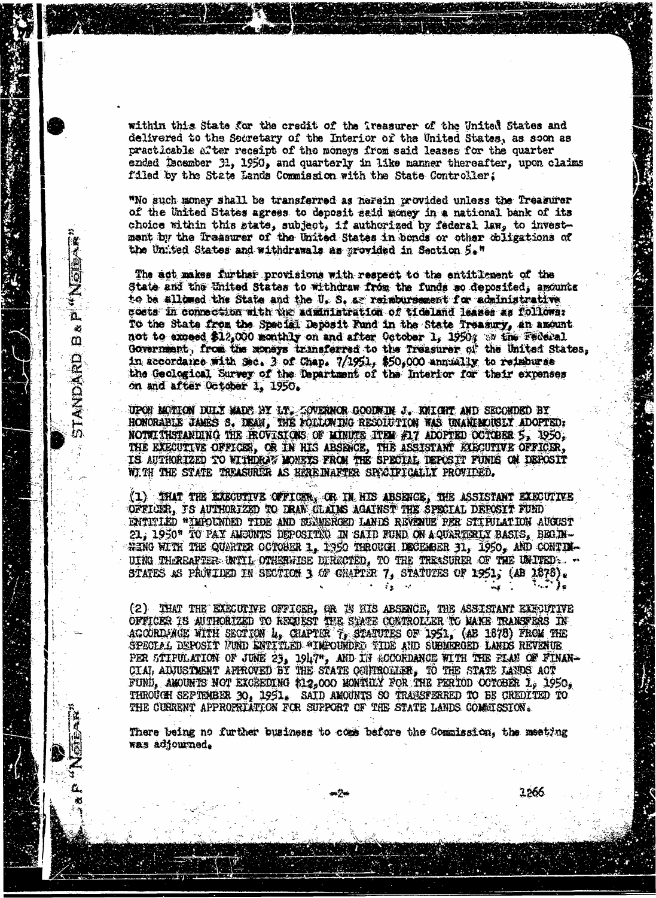within this State for the credit of the Treasurer of the United States and delivered to the Secretary of the Interior of the United States, as soon as practicable after receipt of the moneys from said leases for the quarter ended December 31, 1950, and quarterly in like manner thereafter, upon claims filed by the State Lands Commission with the State Controller;

"No such money shall be transferred as herein provided unless the Treasurer of the United States agrees to deposit said money in a national bank of its choice within this state, subject, if authorized by federal law, to investment by the Treasurer of the United States in bonds or other obligations of the United States and withdrawals as provided in Section 5."

The act makes further provisions with respect to the entitlement of the State and the United States to withdraw from the funds so deposited, amounts to be allowed the State and the U. S. as reimbursement for administrative costs in connection with the administration of tideland leases as follows: To the State from the Special Deposit Fund in the State Treasury, an amount not to exceed $12,000 monthly on and after October 1, 1950; to the Federal Government, from the moneys transferred to the Treasurer of the United States, in accordance with Sec. 3 of Chap. 7/1951, $50,000 annually to reimburse the Geological Survey of the Department of the Interior for their expenses on and after October 1, 1950.

UPON MOTION DULY MADE BY LT. GOVERNOR GOODWIN J. KNIGHT AND SECONDED BY HONORABLE JAMES S. DEAN, THE FOLLOWING RESOLUTION WAS UNANIMOUSLY ADOPTED: NOTWITHSTANDING THE PROVISIONS OF MINUTE ITEM #17 ADOPTED OCTOBER 5, 1950, THE EXECUTIVE OFFICER, OR IN HIS ABSENCE, THE ASSISTANT EXECUTIVE OFFICER, IS AUTHORIZED TO WITHDRAW MONEYS FROM THE SPECIAL DEPOSIT FUNDS ON DEPOSIT WITH THE STATE TREASURER AS HEREINAFTER SPECIFICALLY PROVIDED.

(1) THAT THE EXECUTIVE OFFICER, OR IN HIS ABSENCE, THE ASSISTANT EXECUTIVE OFFICER, IS AUTHORIZED TO DRAW CLAIMS AGAINST THE SPECIAL DEPOSIT FUND ENTITLED "IMPOUNDED TIDE AND SUBMERGED LANDS REVENUE PER STIPULATION AUGUST 21, 1950" TO PAY AMOUNTS DEPOSITED IN SAID FUND ON A QUARTERLY BASIS, BEGINNING WITH THE QUARTER OCTOBER 1, 1950 THROUGH DECEMBER 31, 1950, AND CONTINUING THEREAFTER UNTIL OTHERWISE DIRECTED, TO THE TREASURER OF THE UNITED STATES AS PROVIDED IN SECTION 3 OF CHAPTER 7, STATUTES OF 1951, (AB 1878).

(2) THAT THE EXECUTIVE OFFICER, OR IN HIS ABSENCE, THE ASSISTANT EXECUTIVE OFFICER IS AUTHORIZED TO REQUEST THE STATE CONTROLLER TO MAKE TRANSFERS IN ACCORDANCE WITH SECTION 4, CHAPTER 7, STATUTES OF 1951, (AB 1878) FROM THE SPECIAL DEPOSIT FUND ENTITLED "IMPOUNDED TIDE AND SUBMERGED LANDS REVENUE PER STIPULATION OF JUNE 23, 1947", AND IN ACCORDANCE WITH THE PLAN OF FINANCIAL ADJUSTMENT APPROVED BY THE STATE CONTROLLER, TO THE STATE LANDS ACT FUND, AMOUNTS NOT EXCEEDING $12,000 MONTHLY FOR THE PERIOD OCTOBER 1, 1950, THROUGH SEPTEMBER 30, 1951. SAID AMOUNTS SO TRANSFERRED TO BE CREDITED TO THE CURRENT APPROPRIATION FOR SUPPORT OF THE STATE LANDS COMMISSION.

There being no further business to come before the Commission, the meeting was adjourned.

1266